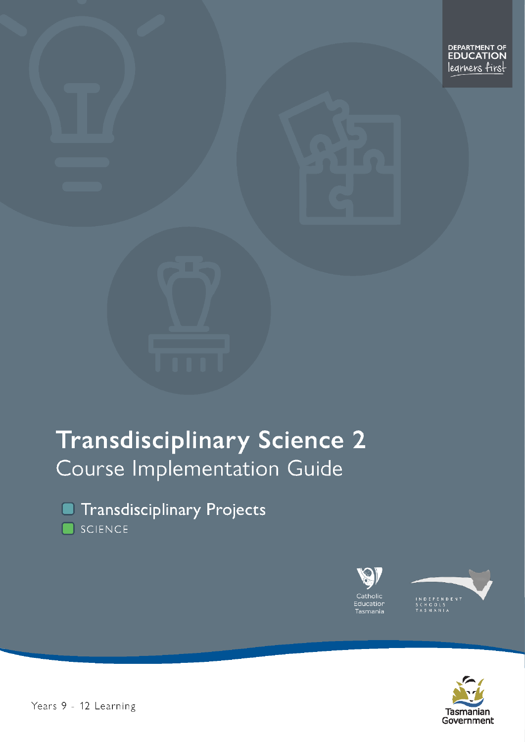DEPARTMENT OF EDUCATION
learners first

# Transdisciplinary Science 2

## Course Implementation Guide

Transdisciplinary Projects

SCIENCE

Catholic Education Tasmania

INDEPENDENT SCHOOLS TASMANIA

Years 9 - 12 Learning

Tasmanian Government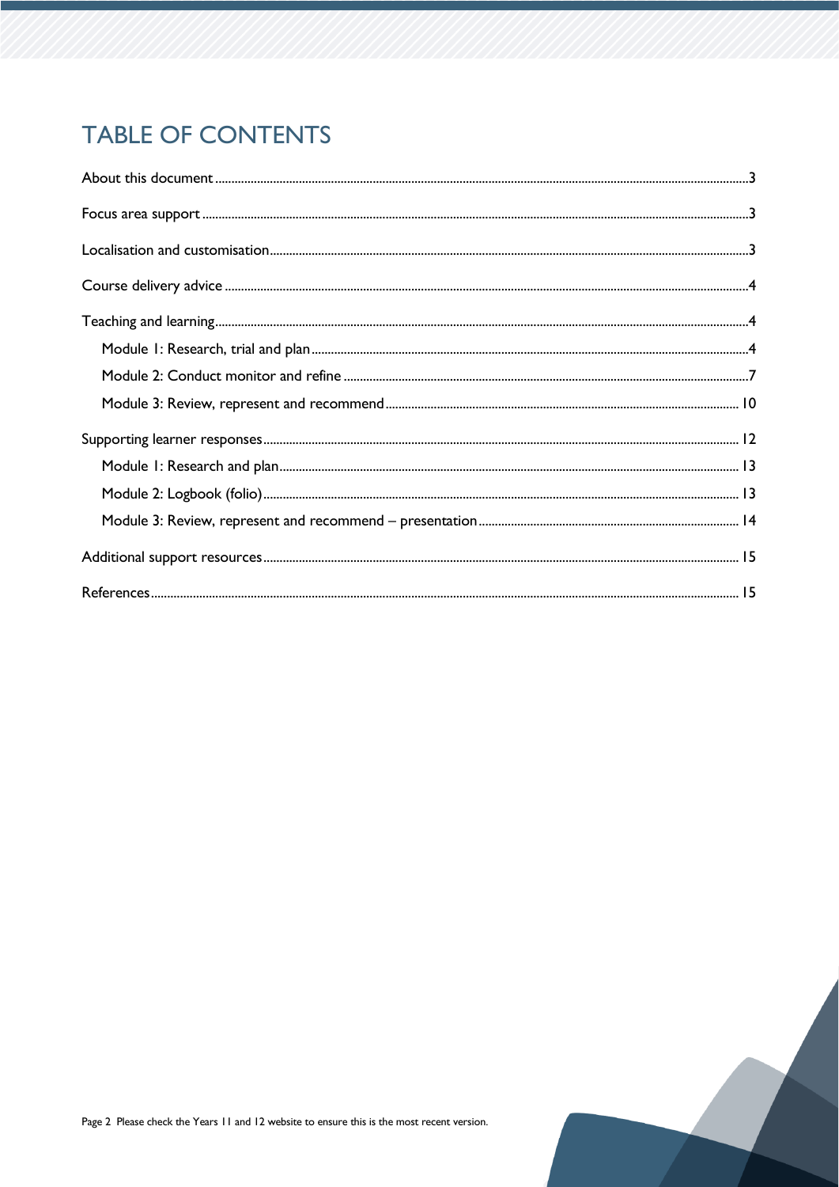# TABLE OF CONTENTS

About this document ........ 3

Focus area support ........ 3

Localisation and customisation ........ 3

Course delivery advice ........ 4

Teaching and learning ........ 4

- Module 1: Research, trial and plan ........ 4
- Module 2: Conduct monitor and refine ........ 7
- Module 3: Review, represent and recommend ........ 10

Supporting learner responses ........ 12

- Module 1: Research and plan ........ 13
- Module 2: Logbook (folio) ........ 13
- Module 3: Review, represent and recommend – presentation ........ 14

Additional support resources ........ 15

References ........ 15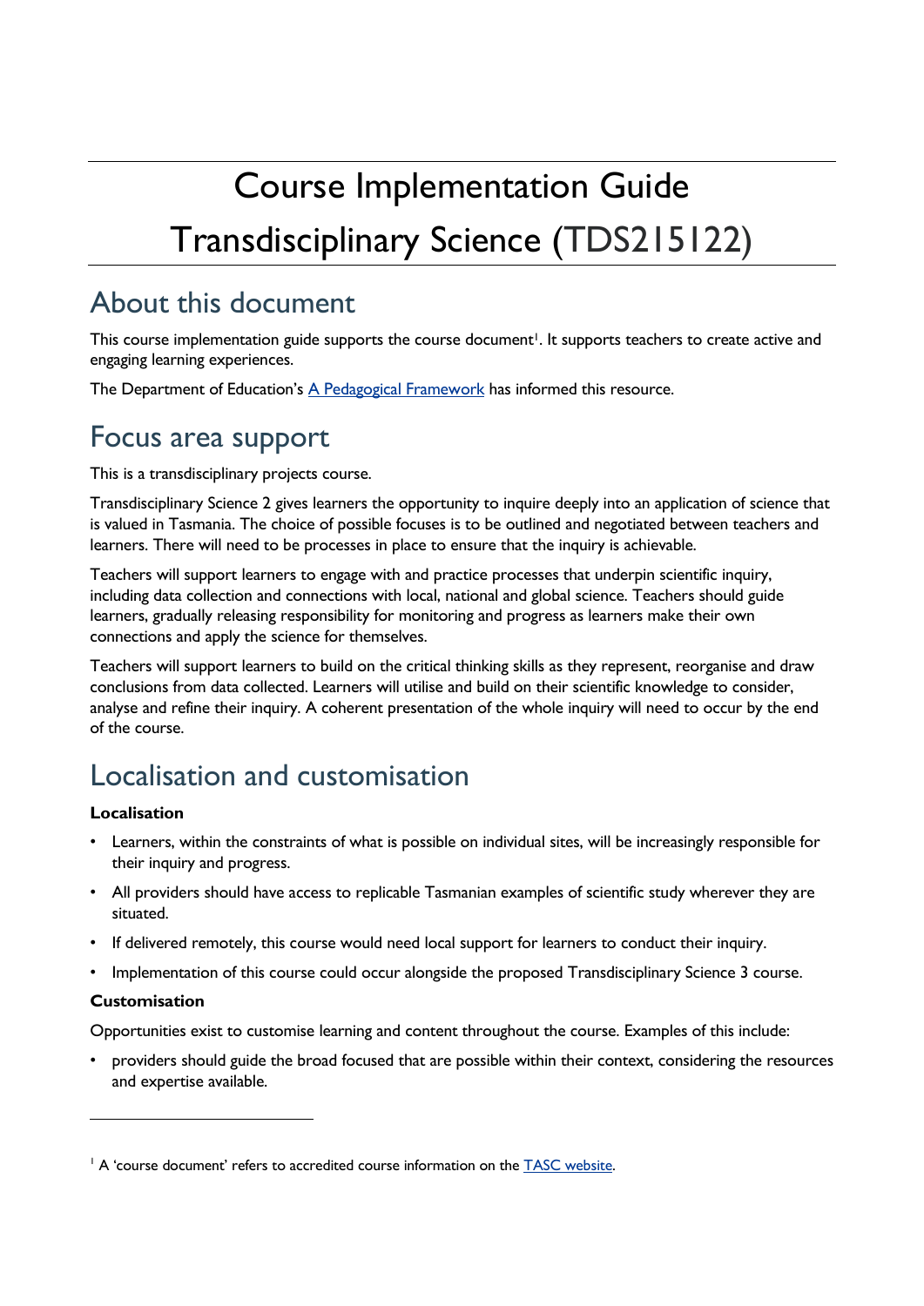# Course Implementation Guide Transdisciplinary Science (TDS215122)

## About this document

This course implementation guide supports the course document[1]. It supports teachers to create active and engaging learning experiences.

The Department of Education's [A Pedagogical Framework] has informed this resource.

## Focus area support

This is a transdisciplinary projects course.

Transdisciplinary Science 2 gives learners the opportunity to inquire deeply into an application of science that is valued in Tasmania. The choice of possible focuses is to be outlined and negotiated between teachers and learners. There will need to be processes in place to ensure that the inquiry is achievable.

Teachers will support learners to engage with and practice processes that underpin scientific inquiry, including data collection and connections with local, national and global science. Teachers should guide learners, gradually releasing responsibility for monitoring and progress as learners make their own connections and apply the science for themselves.

Teachers will support learners to build on the critical thinking skills as they represent, reorganise and draw conclusions from data collected. Learners will utilise and build on their scientific knowledge to consider, analyse and refine their inquiry. A coherent presentation of the whole inquiry will need to occur by the end of the course.

## Localisation and customisation

**Localisation**

- Learners, within the constraints of what is possible on individual sites, will be increasingly responsible for their inquiry and progress.
- All providers should have access to replicable Tasmanian examples of scientific study wherever they are situated.
- If delivered remotely, this course would need local support for learners to conduct their inquiry.
- Implementation of this course could occur alongside the proposed Transdisciplinary Science 3 course.

**Customisation**

Opportunities exist to customise learning and content throughout the course. Examples of this include:

- providers should guide the broad focused that are possible within their context, considering the resources and expertise available.

[1] A 'course document' refers to accredited course information on the [TASC website].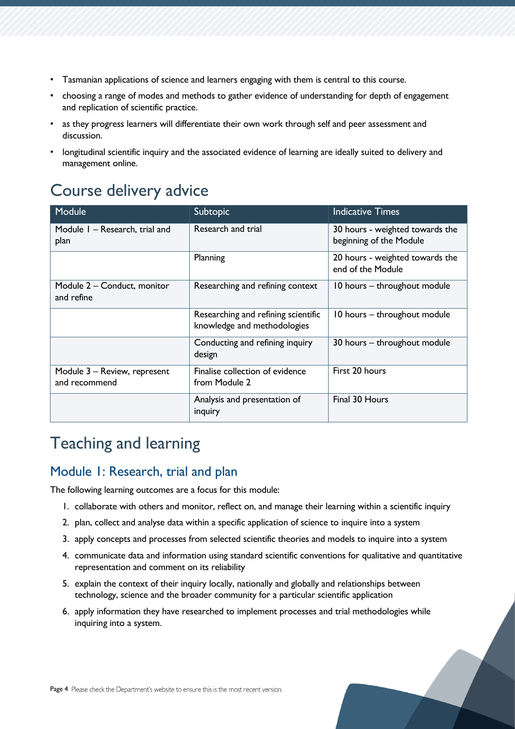- Tasmanian applications of science and learners engaging with them is central to this course.
- choosing a range of modes and methods to gather evidence of understanding for depth of engagement and replication of scientific practice.
- as they progress learners will differentiate their own work through self and peer assessment and discussion.
- longitudinal scientific inquiry and the associated evidence of learning are ideally suited to delivery and management online.

# Course delivery advice

| Module | Subtopic | Indicative Times |
|---|---|---|
| Module 1 – Research, trial and plan | Research and trial | 30 hours - weighted towards the beginning of the Module |
| | Planning | 20 hours - weighted towards the end of the Module |
| Module 2 – Conduct, monitor and refine | Researching and refining context | 10 hours – throughout module |
| | Researching and refining scientific knowledge and methodologies | 10 hours – throughout module |
| | Conducting and refining inquiry design | 30 hours – throughout module |
| Module 3 – Review, represent and recommend | Finalise collection of evidence from Module 2 | First 20 hours |
| | Analysis and presentation of inquiry | Final 30 Hours |

# Teaching and learning

## Module 1: Research, trial and plan

The following learning outcomes are a focus for this module:

1. collaborate with others and monitor, reflect on, and manage their learning within a scientific inquiry
2. plan, collect and analyse data within a specific application of science to inquire into a system
3. apply concepts and processes from selected scientific theories and models to inquire into a system
4. communicate data and information using standard scientific conventions for qualitative and quantitative representation and comment on its reliability
5. explain the context of their inquiry locally, nationally and globally and relationships between technology, science and the broader community for a particular scientific application
6. apply information they have researched to implement processes and trial methodologies while inquiring into a system.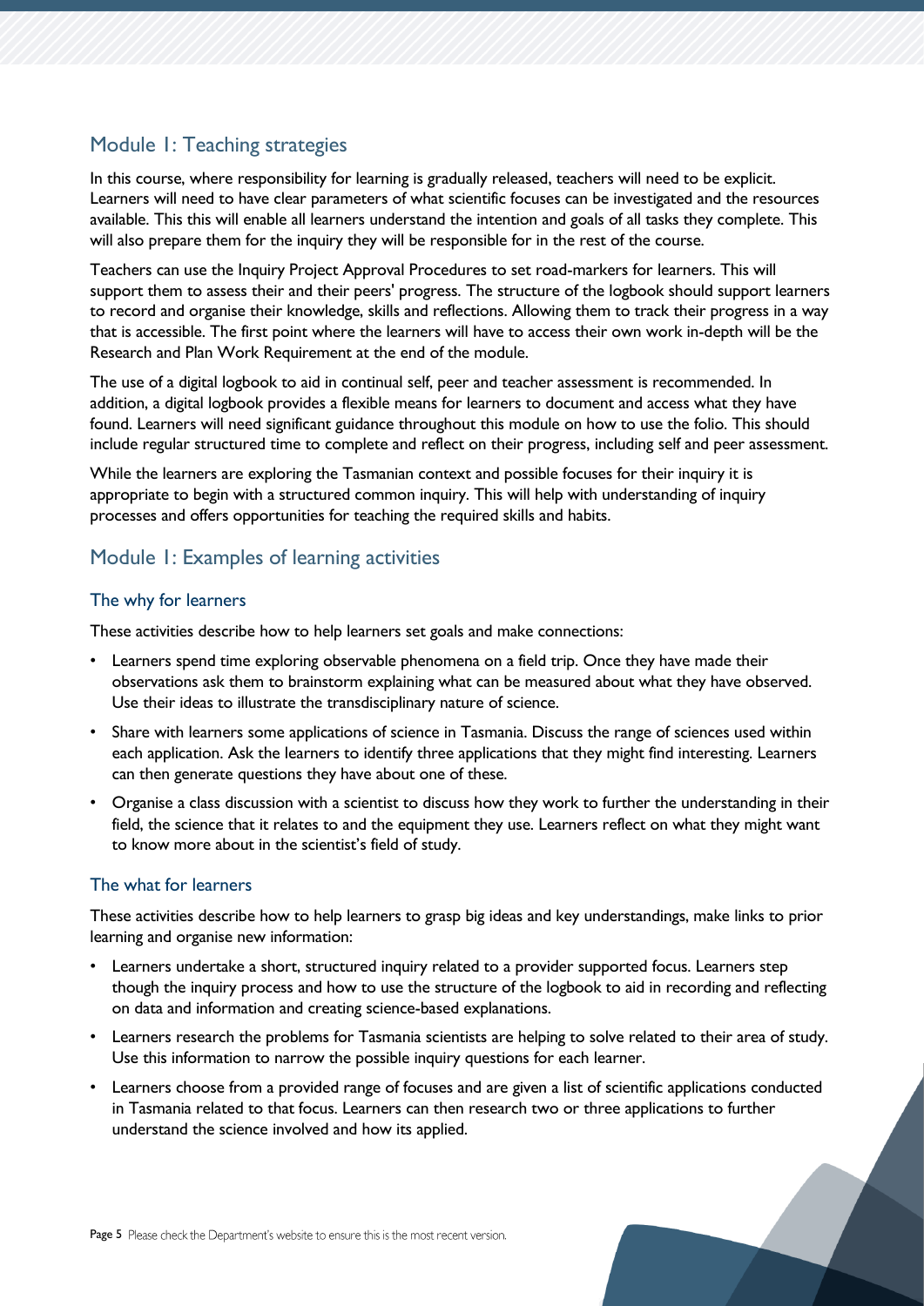## Module 1: Teaching strategies

In this course, where responsibility for learning is gradually released, teachers will need to be explicit. Learners will need to have clear parameters of what scientific focuses can be investigated and the resources available. This this will enable all learners understand the intention and goals of all tasks they complete. This will also prepare them for the inquiry they will be responsible for in the rest of the course.

Teachers can use the Inquiry Project Approval Procedures to set road-markers for learners. This will support them to assess their and their peers' progress. The structure of the logbook should support learners to record and organise their knowledge, skills and reflections. Allowing them to track their progress in a way that is accessible. The first point where the learners will have to access their own work in-depth will be the Research and Plan Work Requirement at the end of the module.

The use of a digital logbook to aid in continual self, peer and teacher assessment is recommended. In addition, a digital logbook provides a flexible means for learners to document and access what they have found. Learners will need significant guidance throughout this module on how to use the folio. This should include regular structured time to complete and reflect on their progress, including self and peer assessment.

While the learners are exploring the Tasmanian context and possible focuses for their inquiry it is appropriate to begin with a structured common inquiry. This will help with understanding of inquiry processes and offers opportunities for teaching the required skills and habits.

## Module 1: Examples of learning activities

### The why for learners

These activities describe how to help learners set goals and make connections:

- Learners spend time exploring observable phenomena on a field trip. Once they have made their observations ask them to brainstorm explaining what can be measured about what they have observed. Use their ideas to illustrate the transdisciplinary nature of science.
- Share with learners some applications of science in Tasmania. Discuss the range of sciences used within each application. Ask the learners to identify three applications that they might find interesting. Learners can then generate questions they have about one of these.
- Organise a class discussion with a scientist to discuss how they work to further the understanding in their field, the science that it relates to and the equipment they use. Learners reflect on what they might want to know more about in the scientist's field of study.

### The what for learners

These activities describe how to help learners to grasp big ideas and key understandings, make links to prior learning and organise new information:

- Learners undertake a short, structured inquiry related to a provider supported focus. Learners step though the inquiry process and how to use the structure of the logbook to aid in recording and reflecting on data and information and creating science-based explanations.
- Learners research the problems for Tasmania scientists are helping to solve related to their area of study. Use this information to narrow the possible inquiry questions for each learner.
- Learners choose from a provided range of focuses and are given a list of scientific applications conducted in Tasmania related to that focus. Learners can then research two or three applications to further understand the science involved and how its applied.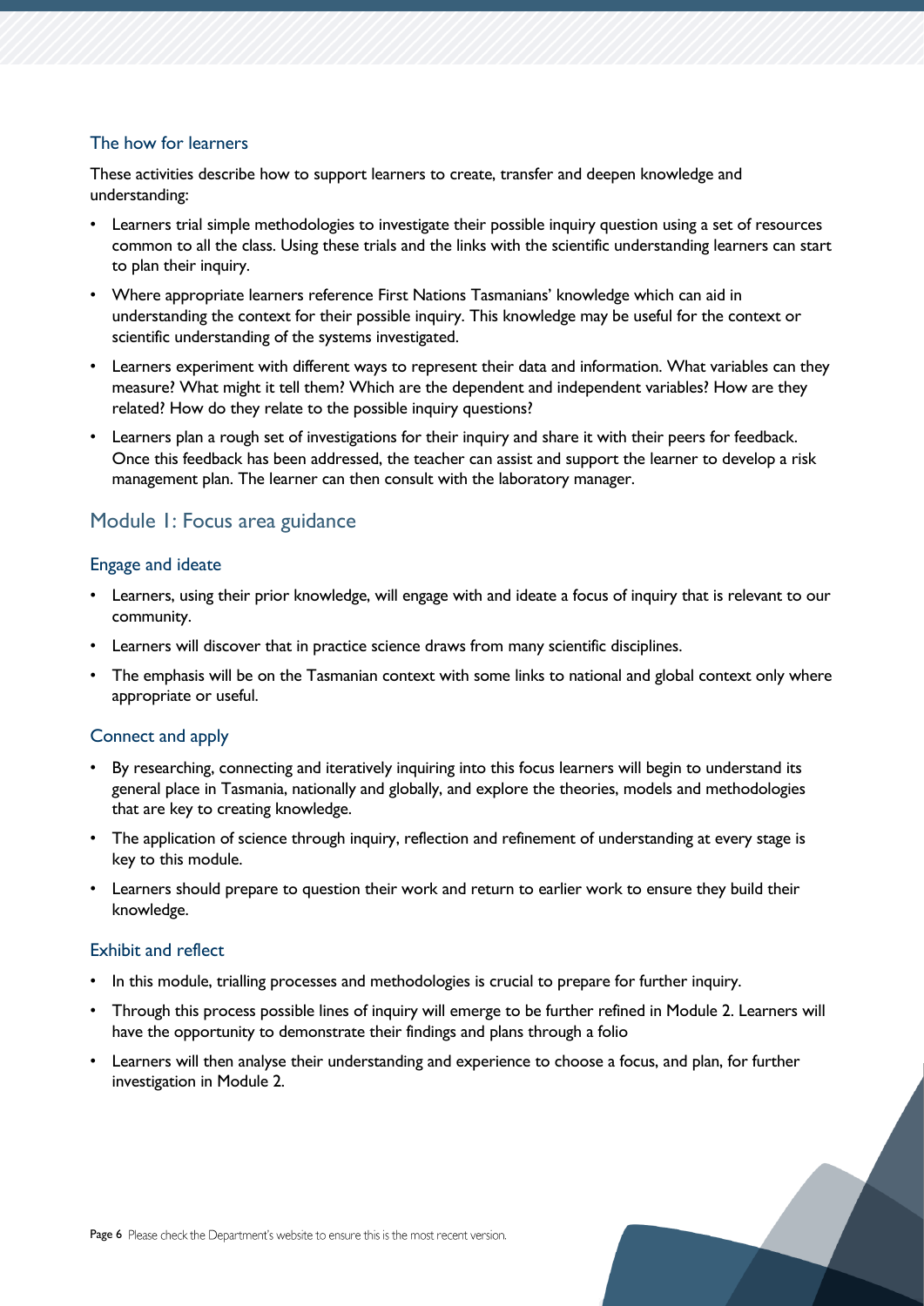### The how for learners

These activities describe how to support learners to create, transfer and deepen knowledge and understanding:

- Learners trial simple methodologies to investigate their possible inquiry question using a set of resources common to all the class. Using these trials and the links with the scientific understanding learners can start to plan their inquiry.
- Where appropriate learners reference First Nations Tasmanians' knowledge which can aid in understanding the context for their possible inquiry. This knowledge may be useful for the context or scientific understanding of the systems investigated.
- Learners experiment with different ways to represent their data and information. What variables can they measure? What might it tell them? Which are the dependent and independent variables? How are they related? How do they relate to the possible inquiry questions?
- Learners plan a rough set of investigations for their inquiry and share it with their peers for feedback. Once this feedback has been addressed, the teacher can assist and support the learner to develop a risk management plan. The learner can then consult with the laboratory manager.

## Module 1: Focus area guidance

### Engage and ideate

- Learners, using their prior knowledge, will engage with and ideate a focus of inquiry that is relevant to our community.
- Learners will discover that in practice science draws from many scientific disciplines.
- The emphasis will be on the Tasmanian context with some links to national and global context only where appropriate or useful.

### Connect and apply

- By researching, connecting and iteratively inquiring into this focus learners will begin to understand its general place in Tasmania, nationally and globally, and explore the theories, models and methodologies that are key to creating knowledge.
- The application of science through inquiry, reflection and refinement of understanding at every stage is key to this module.
- Learners should prepare to question their work and return to earlier work to ensure they build their knowledge.

### Exhibit and reflect

- In this module, trialling processes and methodologies is crucial to prepare for further inquiry.
- Through this process possible lines of inquiry will emerge to be further refined in Module 2. Learners will have the opportunity to demonstrate their findings and plans through a folio
- Learners will then analyse their understanding and experience to choose a focus, and plan, for further investigation in Module 2.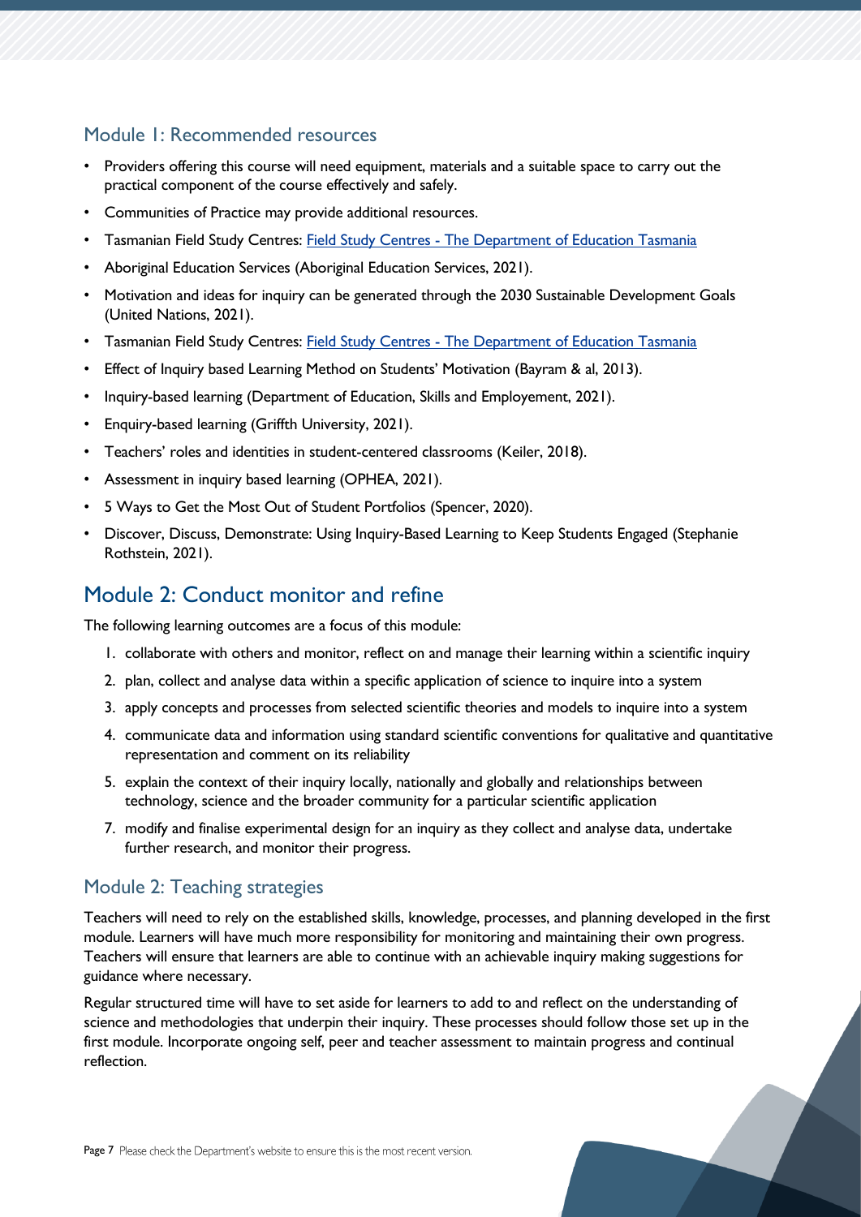## Module 1: Recommended resources

- Providers offering this course will need equipment, materials and a suitable space to carry out the practical component of the course effectively and safely.
- Communities of Practice may provide additional resources.
- Tasmanian Field Study Centres: [Field Study Centres - The Department of Education Tasmania]
- Aboriginal Education Services (Aboriginal Education Services, 2021).
- Motivation and ideas for inquiry can be generated through the 2030 Sustainable Development Goals (United Nations, 2021).
- Tasmanian Field Study Centres: [Field Study Centres - The Department of Education Tasmania]
- Effect of Inquiry based Learning Method on Students' Motivation (Bayram & al, 2013).
- Inquiry-based learning (Department of Education, Skills and Employement, 2021).
- Enquiry-based learning (Griffth University, 2021).
- Teachers' roles and identities in student-centered classrooms (Keiler, 2018).
- Assessment in inquiry based learning (OPHEA, 2021).
- 5 Ways to Get the Most Out of Student Portfolios (Spencer, 2020).
- Discover, Discuss, Demonstrate: Using Inquiry-Based Learning to Keep Students Engaged (Stephanie Rothstein, 2021).

# Module 2: Conduct monitor and refine

The following learning outcomes are a focus of this module:

1. collaborate with others and monitor, reflect on and manage their learning within a scientific inquiry
2. plan, collect and analyse data within a specific application of science to inquire into a system
3. apply concepts and processes from selected scientific theories and models to inquire into a system
4. communicate data and information using standard scientific conventions for qualitative and quantitative representation and comment on its reliability
5. explain the context of their inquiry locally, nationally and globally and relationships between technology, science and the broader community for a particular scientific application
7. modify and finalise experimental design for an inquiry as they collect and analyse data, undertake further research, and monitor their progress.

## Module 2: Teaching strategies

Teachers will need to rely on the established skills, knowledge, processes, and planning developed in the first module. Learners will have much more responsibility for monitoring and maintaining their own progress. Teachers will ensure that learners are able to continue with an achievable inquiry making suggestions for guidance where necessary.

Regular structured time will have to set aside for learners to add to and reflect on the understanding of science and methodologies that underpin their inquiry. These processes should follow those set up in the first module. Incorporate ongoing self, peer and teacher assessment to maintain progress and continual reflection.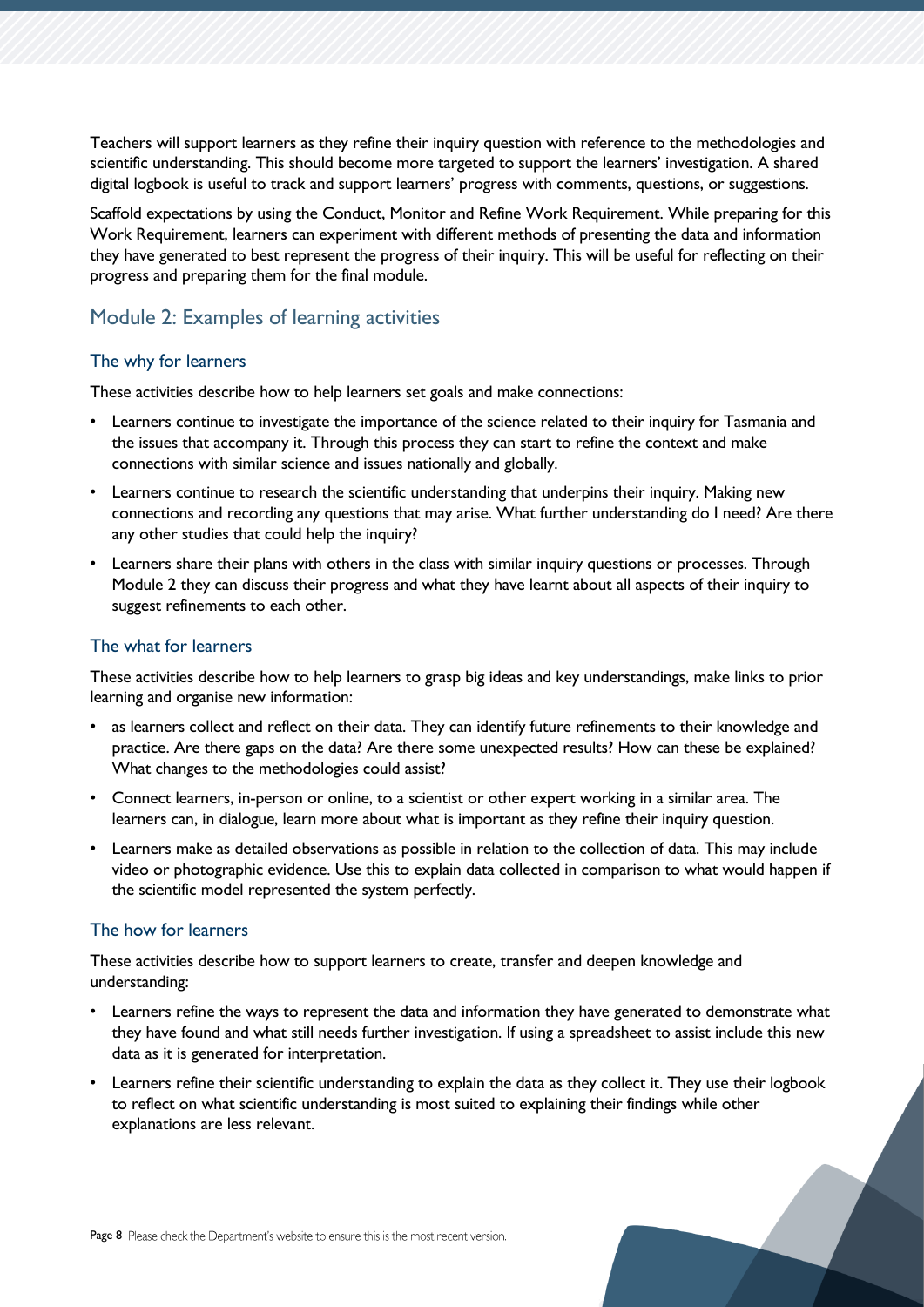Teachers will support learners as they refine their inquiry question with reference to the methodologies and scientific understanding. This should become more targeted to support the learners' investigation. A shared digital logbook is useful to track and support learners' progress with comments, questions, or suggestions.

Scaffold expectations by using the Conduct, Monitor and Refine Work Requirement. While preparing for this Work Requirement, learners can experiment with different methods of presenting the data and information they have generated to best represent the progress of their inquiry. This will be useful for reflecting on their progress and preparing them for the final module.

## Module 2: Examples of learning activities

### The why for learners

These activities describe how to help learners set goals and make connections:

- Learners continue to investigate the importance of the science related to their inquiry for Tasmania and the issues that accompany it. Through this process they can start to refine the context and make connections with similar science and issues nationally and globally.
- Learners continue to research the scientific understanding that underpins their inquiry. Making new connections and recording any questions that may arise. What further understanding do I need? Are there any other studies that could help the inquiry?
- Learners share their plans with others in the class with similar inquiry questions or processes. Through Module 2 they can discuss their progress and what they have learnt about all aspects of their inquiry to suggest refinements to each other.

### The what for learners

These activities describe how to help learners to grasp big ideas and key understandings, make links to prior learning and organise new information:

- as learners collect and reflect on their data. They can identify future refinements to their knowledge and practice. Are there gaps on the data? Are there some unexpected results? How can these be explained? What changes to the methodologies could assist?
- Connect learners, in-person or online, to a scientist or other expert working in a similar area. The learners can, in dialogue, learn more about what is important as they refine their inquiry question.
- Learners make as detailed observations as possible in relation to the collection of data. This may include video or photographic evidence. Use this to explain data collected in comparison to what would happen if the scientific model represented the system perfectly.

### The how for learners

These activities describe how to support learners to create, transfer and deepen knowledge and understanding:

- Learners refine the ways to represent the data and information they have generated to demonstrate what they have found and what still needs further investigation. If using a spreadsheet to assist include this new data as it is generated for interpretation.
- Learners refine their scientific understanding to explain the data as they collect it. They use their logbook to reflect on what scientific understanding is most suited to explaining their findings while other explanations are less relevant.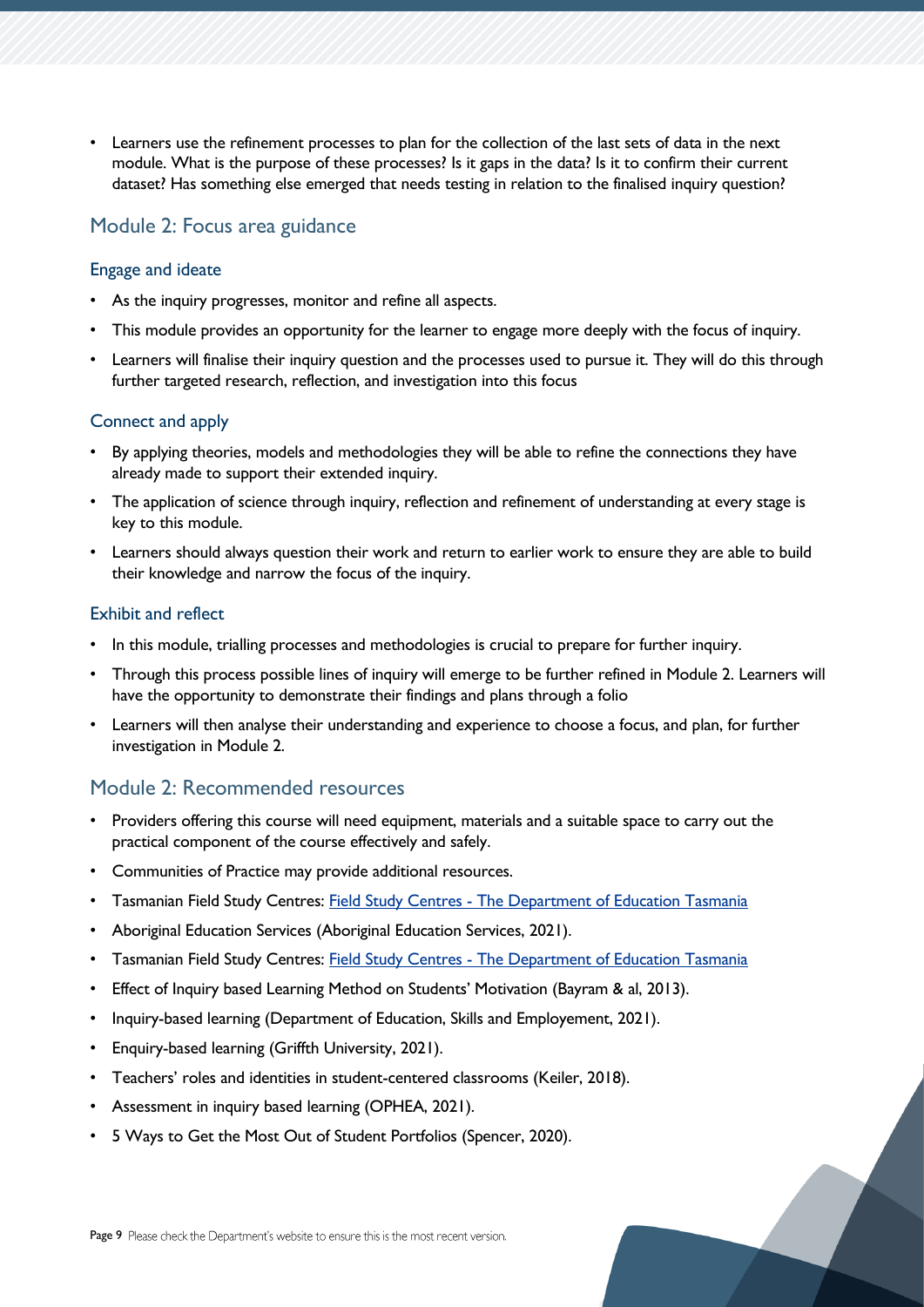- Learners use the refinement processes to plan for the collection of the last sets of data in the next module. What is the purpose of these processes? Is it gaps in the data? Is it to confirm their current dataset? Has something else emerged that needs testing in relation to the finalised inquiry question?

## Module 2: Focus area guidance

### Engage and ideate

- As the inquiry progresses, monitor and refine all aspects.
- This module provides an opportunity for the learner to engage more deeply with the focus of inquiry.
- Learners will finalise their inquiry question and the processes used to pursue it. They will do this through further targeted research, reflection, and investigation into this focus

### Connect and apply

- By applying theories, models and methodologies they will be able to refine the connections they have already made to support their extended inquiry.
- The application of science through inquiry, reflection and refinement of understanding at every stage is key to this module.
- Learners should always question their work and return to earlier work to ensure they are able to build their knowledge and narrow the focus of the inquiry.

### Exhibit and reflect

- In this module, trialling processes and methodologies is crucial to prepare for further inquiry.
- Through this process possible lines of inquiry will emerge to be further refined in Module 2. Learners will have the opportunity to demonstrate their findings and plans through a folio
- Learners will then analyse their understanding and experience to choose a focus, and plan, for further investigation in Module 2.

## Module 2: Recommended resources

- Providers offering this course will need equipment, materials and a suitable space to carry out the practical component of the course effectively and safely.
- Communities of Practice may provide additional resources.
- Tasmanian Field Study Centres: [Field Study Centres - The Department of Education Tasmania]
- Aboriginal Education Services (Aboriginal Education Services, 2021).
- Tasmanian Field Study Centres: [Field Study Centres - The Department of Education Tasmania]
- Effect of Inquiry based Learning Method on Students' Motivation (Bayram & al, 2013).
- Inquiry-based learning (Department of Education, Skills and Employement, 2021).
- Enquiry-based learning (Griffth University, 2021).
- Teachers' roles and identities in student-centered classrooms (Keiler, 2018).
- Assessment in inquiry based learning (OPHEA, 2021).
- 5 Ways to Get the Most Out of Student Portfolios (Spencer, 2020).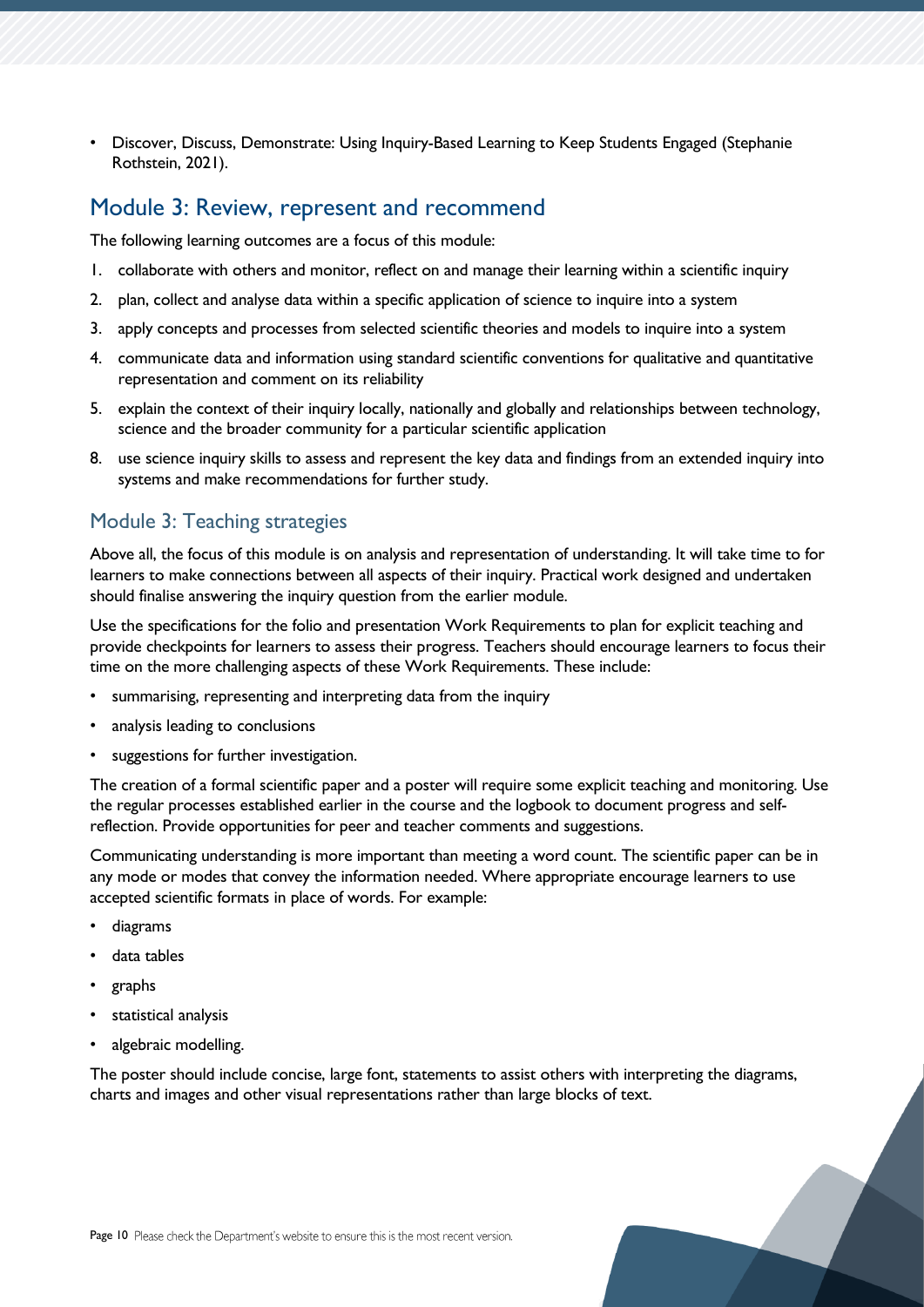- Discover, Discuss, Demonstrate: Using Inquiry-Based Learning to Keep Students Engaged (Stephanie Rothstein, 2021).

## Module 3: Review, represent and recommend

The following learning outcomes are a focus of this module:

1. collaborate with others and monitor, reflect on and manage their learning within a scientific inquiry
2. plan, collect and analyse data within a specific application of science to inquire into a system
3. apply concepts and processes from selected scientific theories and models to inquire into a system
4. communicate data and information using standard scientific conventions for qualitative and quantitative representation and comment on its reliability
5. explain the context of their inquiry locally, nationally and globally and relationships between technology, science and the broader community for a particular scientific application
8. use science inquiry skills to assess and represent the key data and findings from an extended inquiry into systems and make recommendations for further study.

### Module 3: Teaching strategies

Above all, the focus of this module is on analysis and representation of understanding. It will take time to for learners to make connections between all aspects of their inquiry. Practical work designed and undertaken should finalise answering the inquiry question from the earlier module.

Use the specifications for the folio and presentation Work Requirements to plan for explicit teaching and provide checkpoints for learners to assess their progress. Teachers should encourage learners to focus their time on the more challenging aspects of these Work Requirements. These include:

- summarising, representing and interpreting data from the inquiry
- analysis leading to conclusions
- suggestions for further investigation.

The creation of a formal scientific paper and a poster will require some explicit teaching and monitoring. Use the regular processes established earlier in the course and the logbook to document progress and self-reflection. Provide opportunities for peer and teacher comments and suggestions.

Communicating understanding is more important than meeting a word count. The scientific paper can be in any mode or modes that convey the information needed. Where appropriate encourage learners to use accepted scientific formats in place of words. For example:

- diagrams
- data tables
- graphs
- statistical analysis
- algebraic modelling.

The poster should include concise, large font, statements to assist others with interpreting the diagrams, charts and images and other visual representations rather than large blocks of text.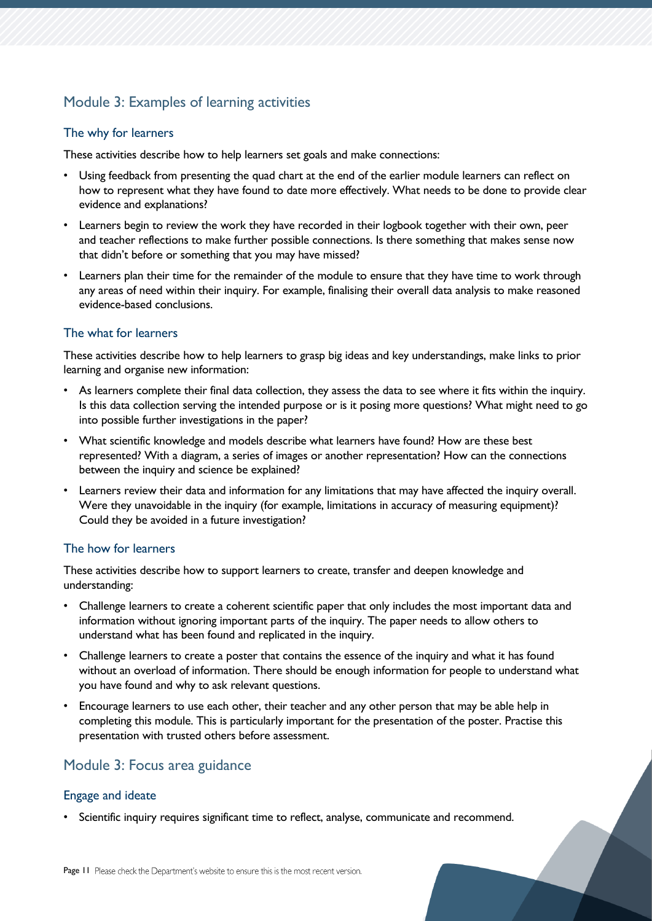## Module 3: Examples of learning activities

### The why for learners

These activities describe how to help learners set goals and make connections:

- Using feedback from presenting the quad chart at the end of the earlier module learners can reflect on how to represent what they have found to date more effectively. What needs to be done to provide clear evidence and explanations?
- Learners begin to review the work they have recorded in their logbook together with their own, peer and teacher reflections to make further possible connections. Is there something that makes sense now that didn't before or something that you may have missed?
- Learners plan their time for the remainder of the module to ensure that they have time to work through any areas of need within their inquiry. For example, finalising their overall data analysis to make reasoned evidence-based conclusions.

### The what for learners

These activities describe how to help learners to grasp big ideas and key understandings, make links to prior learning and organise new information:

- As learners complete their final data collection, they assess the data to see where it fits within the inquiry. Is this data collection serving the intended purpose or is it posing more questions? What might need to go into possible further investigations in the paper?
- What scientific knowledge and models describe what learners have found? How are these best represented? With a diagram, a series of images or another representation? How can the connections between the inquiry and science be explained?
- Learners review their data and information for any limitations that may have affected the inquiry overall. Were they unavoidable in the inquiry (for example, limitations in accuracy of measuring equipment)? Could they be avoided in a future investigation?

### The how for learners

These activities describe how to support learners to create, transfer and deepen knowledge and understanding:

- Challenge learners to create a coherent scientific paper that only includes the most important data and information without ignoring important parts of the inquiry. The paper needs to allow others to understand what has been found and replicated in the inquiry.
- Challenge learners to create a poster that contains the essence of the inquiry and what it has found without an overload of information. There should be enough information for people to understand what you have found and why to ask relevant questions.
- Encourage learners to use each other, their teacher and any other person that may be able help in completing this module. This is particularly important for the presentation of the poster. Practise this presentation with trusted others before assessment.

## Module 3: Focus area guidance

### Engage and ideate

- Scientific inquiry requires significant time to reflect, analyse, communicate and recommend.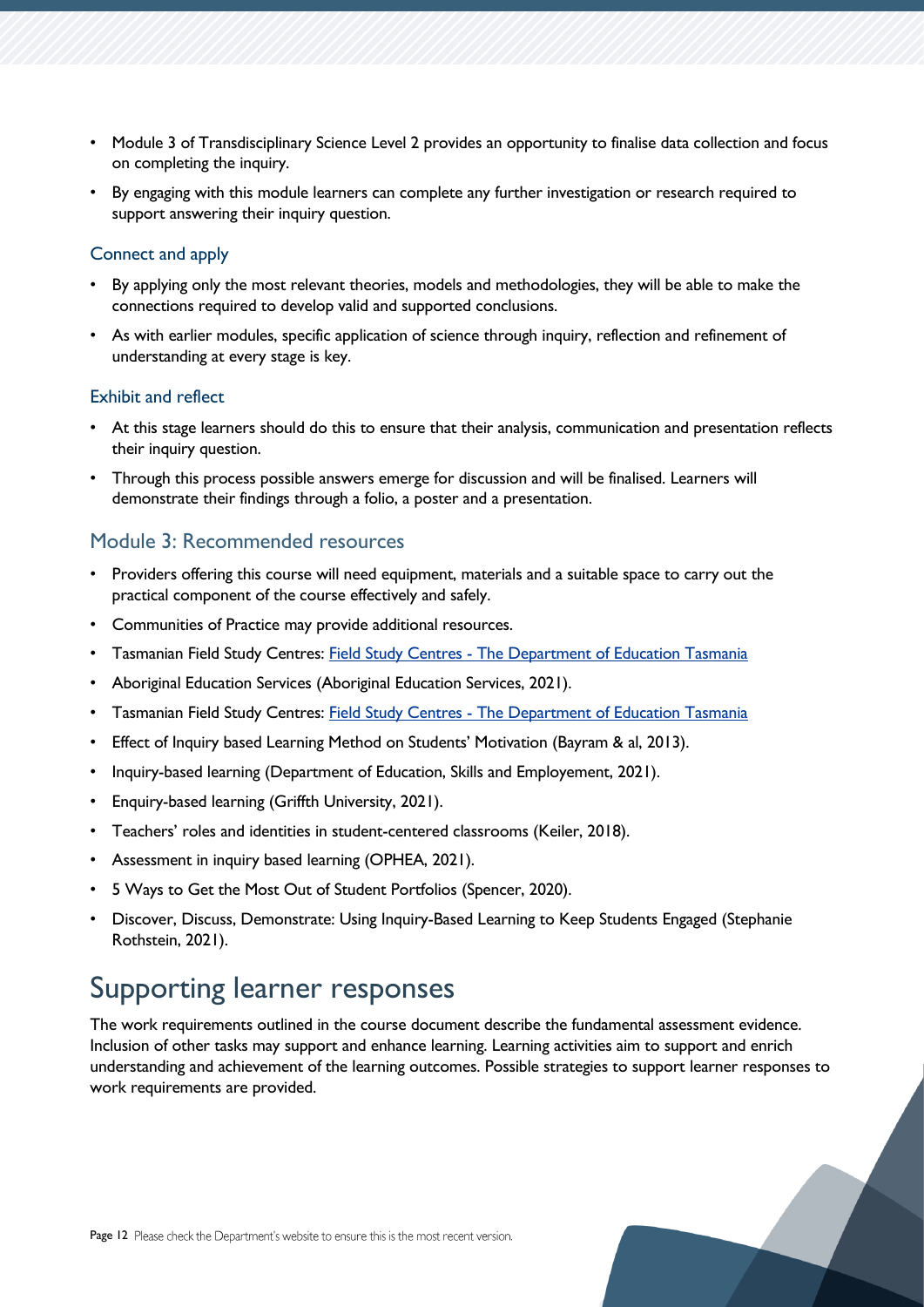- Module 3 of Transdisciplinary Science Level 2 provides an opportunity to finalise data collection and focus on completing the inquiry.
- By engaging with this module learners can complete any further investigation or research required to support answering their inquiry question.

### Connect and apply

- By applying only the most relevant theories, models and methodologies, they will be able to make the connections required to develop valid and supported conclusions.
- As with earlier modules, specific application of science through inquiry, reflection and refinement of understanding at every stage is key.

### Exhibit and reflect

- At this stage learners should do this to ensure that their analysis, communication and presentation reflects their inquiry question.
- Through this process possible answers emerge for discussion and will be finalised. Learners will demonstrate their findings through a folio, a poster and a presentation.

## Module 3: Recommended resources

- Providers offering this course will need equipment, materials and a suitable space to carry out the practical component of the course effectively and safely.
- Communities of Practice may provide additional resources.
- Tasmanian Field Study Centres: Field Study Centres - The Department of Education Tasmania
- Aboriginal Education Services (Aboriginal Education Services, 2021).
- Tasmanian Field Study Centres: Field Study Centres - The Department of Education Tasmania
- Effect of Inquiry based Learning Method on Students' Motivation (Bayram & al, 2013).
- Inquiry-based learning (Department of Education, Skills and Employement, 2021).
- Enquiry-based learning (Griffth University, 2021).
- Teachers' roles and identities in student-centered classrooms (Keiler, 2018).
- Assessment in inquiry based learning (OPHEA, 2021).
- 5 Ways to Get the Most Out of Student Portfolios (Spencer, 2020).
- Discover, Discuss, Demonstrate: Using Inquiry-Based Learning to Keep Students Engaged (Stephanie Rothstein, 2021).

# Supporting learner responses

The work requirements outlined in the course document describe the fundamental assessment evidence. Inclusion of other tasks may support and enhance learning. Learning activities aim to support and enrich understanding and achievement of the learning outcomes. Possible strategies to support learner responses to work requirements are provided.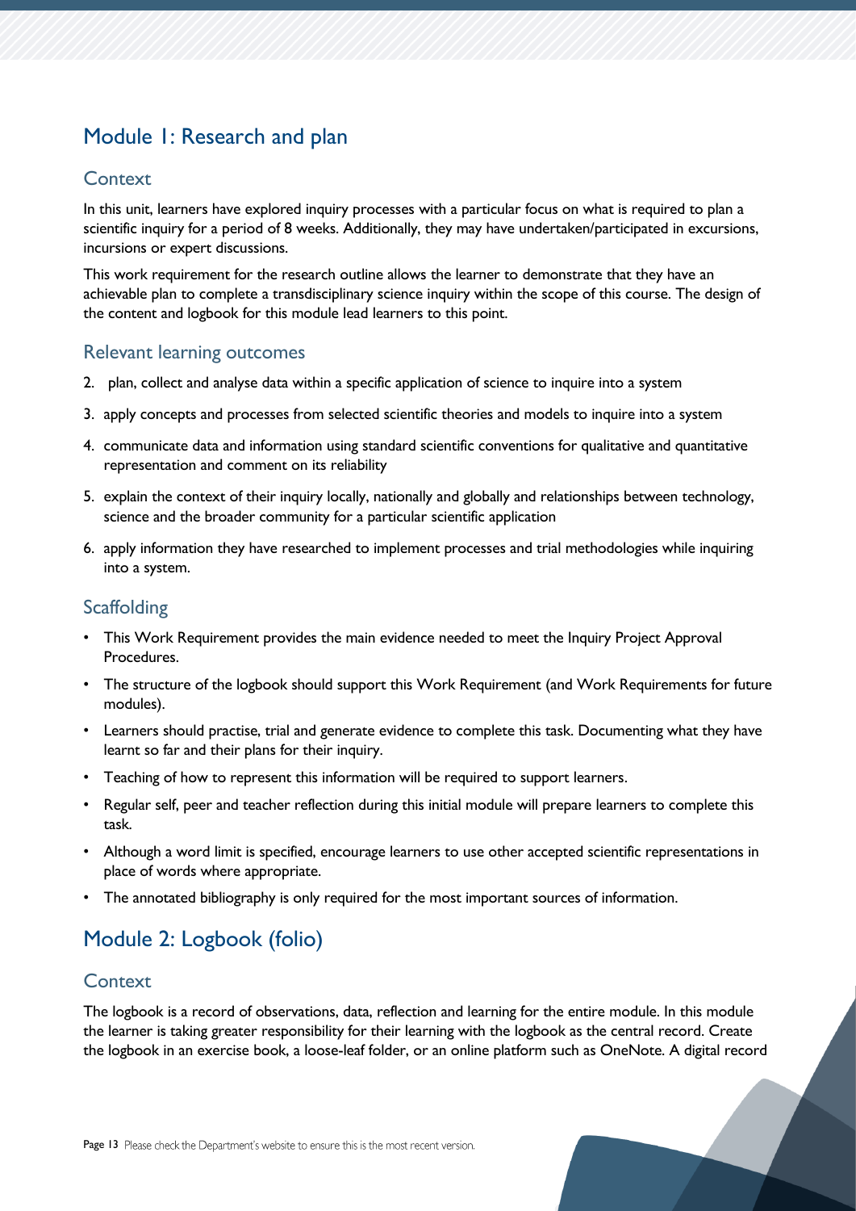## Module 1: Research and plan

### Context

In this unit, learners have explored inquiry processes with a particular focus on what is required to plan a scientific inquiry for a period of 8 weeks. Additionally, they may have undertaken/participated in excursions, incursions or expert discussions.

This work requirement for the research outline allows the learner to demonstrate that they have an achievable plan to complete a transdisciplinary science inquiry within the scope of this course. The design of the content and logbook for this module lead learners to this point.

### Relevant learning outcomes

2. plan, collect and analyse data within a specific application of science to inquire into a system
3. apply concepts and processes from selected scientific theories and models to inquire into a system
4. communicate data and information using standard scientific conventions for qualitative and quantitative representation and comment on its reliability
5. explain the context of their inquiry locally, nationally and globally and relationships between technology, science and the broader community for a particular scientific application
6. apply information they have researched to implement processes and trial methodologies while inquiring into a system.

### Scaffolding

- This Work Requirement provides the main evidence needed to meet the Inquiry Project Approval Procedures.
- The structure of the logbook should support this Work Requirement (and Work Requirements for future modules).
- Learners should practise, trial and generate evidence to complete this task. Documenting what they have learnt so far and their plans for their inquiry.
- Teaching of how to represent this information will be required to support learners.
- Regular self, peer and teacher reflection during this initial module will prepare learners to complete this task.
- Although a word limit is specified, encourage learners to use other accepted scientific representations in place of words where appropriate.
- The annotated bibliography is only required for the most important sources of information.

## Module 2: Logbook (folio)

### Context

The logbook is a record of observations, data, reflection and learning for the entire module. In this module the learner is taking greater responsibility for their learning with the logbook as the central record. Create the logbook in an exercise book, a loose-leaf folder, or an online platform such as OneNote. A digital record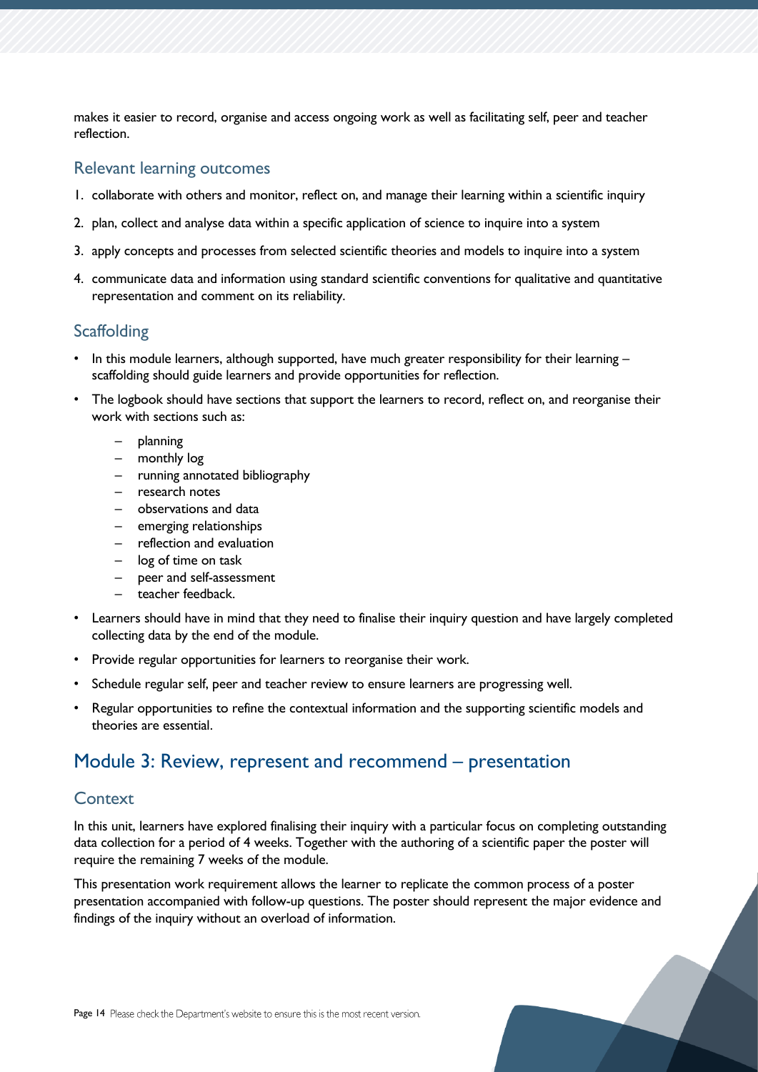makes it easier to record, organise and access ongoing work as well as facilitating self, peer and teacher reflection.

### Relevant learning outcomes

1. collaborate with others and monitor, reflect on, and manage their learning within a scientific inquiry
2. plan, collect and analyse data within a specific application of science to inquire into a system
3. apply concepts and processes from selected scientific theories and models to inquire into a system
4. communicate data and information using standard scientific conventions for qualitative and quantitative representation and comment on its reliability.

### Scaffolding

- In this module learners, although supported, have much greater responsibility for their learning – scaffolding should guide learners and provide opportunities for reflection.
- The logbook should have sections that support the learners to record, reflect on, and reorganise their work with sections such as:
  - planning
  - monthly log
  - running annotated bibliography
  - research notes
  - observations and data
  - emerging relationships
  - reflection and evaluation
  - log of time on task
  - peer and self-assessment
  - teacher feedback.
- Learners should have in mind that they need to finalise their inquiry question and have largely completed collecting data by the end of the module.
- Provide regular opportunities for learners to reorganise their work.
- Schedule regular self, peer and teacher review to ensure learners are progressing well.
- Regular opportunities to refine the contextual information and the supporting scientific models and theories are essential.

## Module 3: Review, represent and recommend – presentation

### Context

In this unit, learners have explored finalising their inquiry with a particular focus on completing outstanding data collection for a period of 4 weeks. Together with the authoring of a scientific paper the poster will require the remaining 7 weeks of the module.

This presentation work requirement allows the learner to replicate the common process of a poster presentation accompanied with follow-up questions. The poster should represent the major evidence and findings of the inquiry without an overload of information.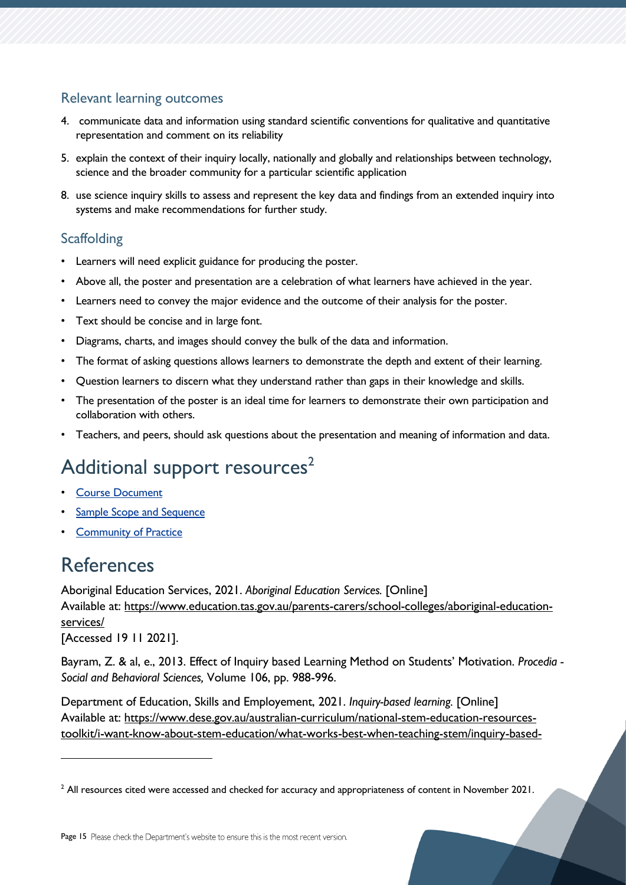## Relevant learning outcomes

4. communicate data and information using standard scientific conventions for qualitative and quantitative representation and comment on its reliability
5. explain the context of their inquiry locally, nationally and globally and relationships between technology, science and the broader community for a particular scientific application
8. use science inquiry skills to assess and represent the key data and findings from an extended inquiry into systems and make recommendations for further study.

## Scaffolding

- Learners will need explicit guidance for producing the poster.
- Above all, the poster and presentation are a celebration of what learners have achieved in the year.
- Learners need to convey the major evidence and the outcome of their analysis for the poster.
- Text should be concise and in large font.
- Diagrams, charts, and images should convey the bulk of the data and information.
- The format of asking questions allows learners to demonstrate the depth and extent of their learning.
- Question learners to discern what they understand rather than gaps in their knowledge and skills.
- The presentation of the poster is an ideal time for learners to demonstrate their own participation and collaboration with others.
- Teachers, and peers, should ask questions about the presentation and meaning of information and data.

# Additional support resources[2]

- Course Document
- Sample Scope and Sequence
- Community of Practice

# References

Aboriginal Education Services, 2021. *Aboriginal Education Services.* [Online]
Available at: https://www.education.tas.gov.au/parents-carers/school-colleges/aboriginal-education-services/
[Accessed 19 11 2021].

Bayram, Z. & al, e., 2013. Effect of Inquiry based Learning Method on Students' Motivation. *Procedia - Social and Behavioral Sciences,* Volume 106, pp. 988-996.

Department of Education, Skills and Employement, 2021. *Inquiry-based learning.* [Online]
Available at: https://www.dese.gov.au/australian-curriculum/national-stem-education-resources-toolkit/i-want-know-about-stem-education/what-works-best-when-teaching-stem/inquiry-based-

[2] All resources cited were accessed and checked for accuracy and appropriateness of content in November 2021.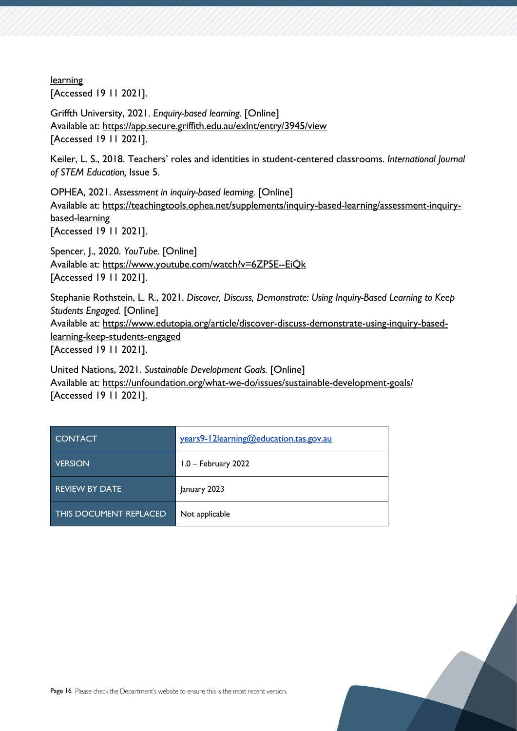learning
[Accessed 19 11 2021].

Griffth University, 2021. *Enquiry-based learning.* [Online]
Available at: https://app.secure.griffith.edu.au/exlnt/entry/3945/view
[Accessed 19 11 2021].

Keiler, L. S., 2018. Teachers' roles and identities in student-centered classrooms. *International Journal of STEM Education,* Issue 5.

OPHEA, 2021. *Assessment in inquiry-based learning.* [Online]
Available at: https://teachingtools.ophea.net/supplements/inquiry-based-learning/assessment-inquiry-based-learning
[Accessed 19 11 2021].

Spencer, J., 2020. *YouTube.* [Online]
Available at: https://www.youtube.com/watch?v=6ZP5E--EiQk
[Accessed 19 11 2021].

Stephanie Rothstein, L. R., 2021. *Discover, Discuss, Demonstrate: Using Inquiry-Based Learning to Keep Students Engaged.* [Online]
Available at: https://www.edutopia.org/article/discover-discuss-demonstrate-using-inquiry-based-learning-keep-students-engaged
[Accessed 19 11 2021].

United Nations, 2021. *Sustainable Development Goals.* [Online]
Available at: https://unfoundation.org/what-we-do/issues/sustainable-development-goals/
[Accessed 19 11 2021].

| | |
|---|---|
| CONTACT | years9-12learning@education.tas.gov.au |
| VERSION | 1.0 – February 2022 |
| REVIEW BY DATE | January 2023 |
| THIS DOCUMENT REPLACED | Not applicable |